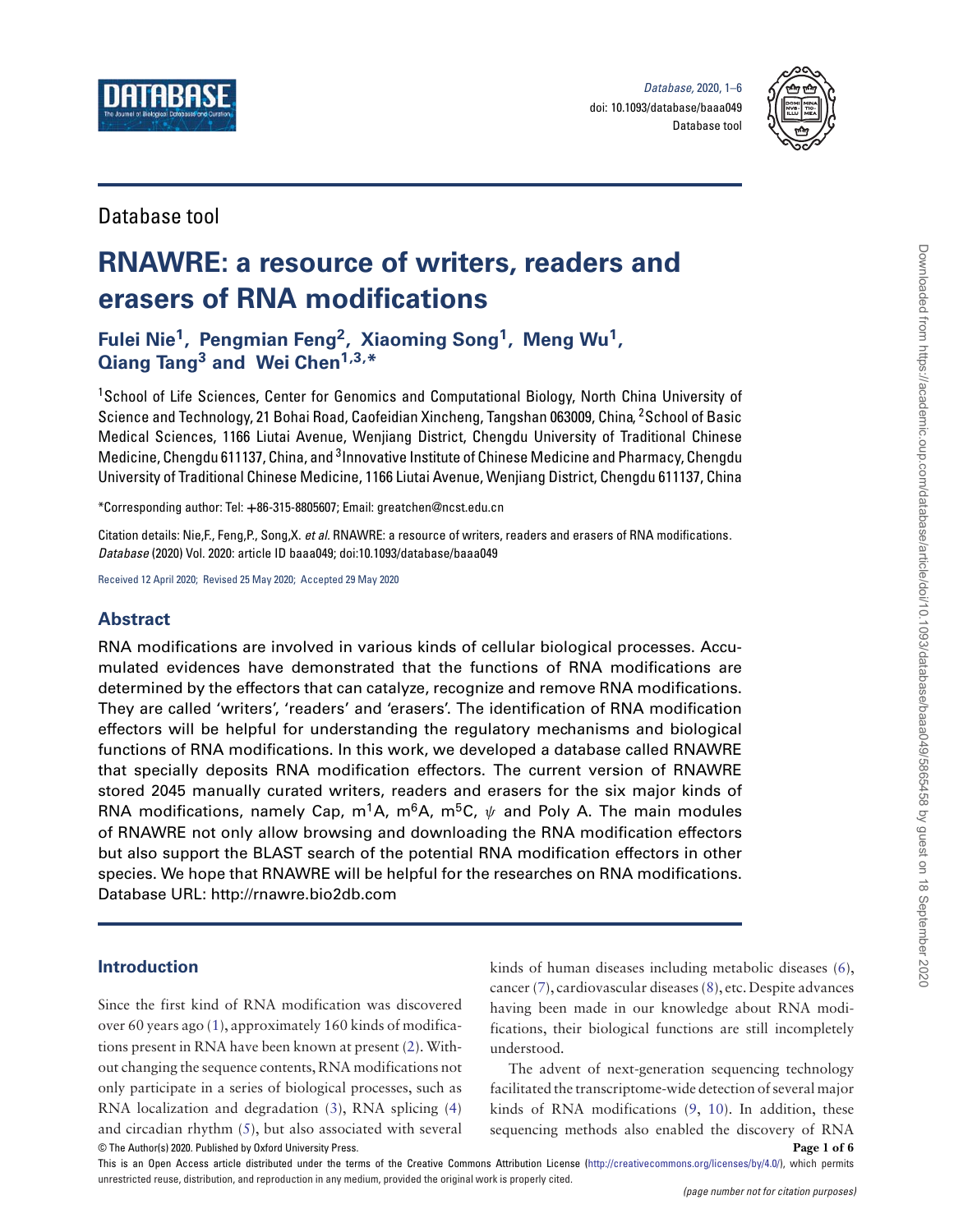Database tool

# RNAWRE: a resource of writers, readers and erasers of RNA modifications

**Fulei Nie[1], Pengmian Feng[2], Xiaoming Song[1], Meng Wu[1], Qiang Tang[3] and Wei Chen[1,3,*]**

[1]School of Life Sciences, Center for Genomics and Computational Biology, North China University of Science and Technology, 21 Bohai Road, Caofeidian Xincheng, Tangshan 063009, China, [2]School of Basic Medical Sciences, 1166 Liutai Avenue, Wenjiang District, Chengdu University of Traditional Chinese Medicine, Chengdu 611137, China, and [3]Innovative Institute of Chinese Medicine and Pharmacy, Chengdu University of Traditional Chinese Medicine, 1166 Liutai Avenue, Wenjiang District, Chengdu 611137, China

*Corresponding author: Tel: +86-315-8805607; Email: greatchen@ncst.edu.cn

Citation details: Nie,F., Feng,P., Song,X. *et al.* RNAWRE: a resource of writers, readers and erasers of RNA modifications. *Database* (2020) Vol. 2020: article ID baaa049; doi:10.1093/database/baaa049

Received 12 April 2020; Revised 25 May 2020; Accepted 29 May 2020

## Abstract

RNA modifications are involved in various kinds of cellular biological processes. Accumulated evidences have demonstrated that the functions of RNA modifications are determined by the effectors that can catalyze, recognize and remove RNA modifications. They are called 'writers', 'readers' and 'erasers'. The identification of RNA modification effectors will be helpful for understanding the regulatory mechanisms and biological functions of RNA modifications. In this work, we developed a database called RNAWRE that specially deposits RNA modification effectors. The current version of RNAWRE stored 2045 manually curated writers, readers and erasers for the six major kinds of RNA modifications, namely Cap, $m^1A$, $m^6A$, $m^5C$, $\psi$ and Poly A. The main modules of RNAWRE not only allow browsing and downloading the RNA modification effectors but also support the BLAST search of the potential RNA modification effectors in other species. We hope that RNAWRE will be helpful for the researches on RNA modifications.
Database URL: http://rnawre.bio2db.com

## Introduction

Since the first kind of RNA modification was discovered over 60 years ago (1), approximately 160 kinds of modifications present in RNA have been known at present (2). Without changing the sequence contents, RNA modifications not only participate in a series of biological processes, such as RNA localization and degradation (3), RNA splicing (4) and circadian rhythm (5), but also associated with several kinds of human diseases including metabolic diseases (6), cancer (7), cardiovascular diseases (8), etc. Despite advances having been made in our knowledge about RNA modifications, their biological functions are still incompletely understood.

The advent of next-generation sequencing technology facilitated the transcriptome-wide detection of several major kinds of RNA modifications (9, 10). In addition, these sequencing methods also enabled the discovery of RNA

© The Author(s) 2020. Published by Oxford University Press.

This is an Open Access article distributed under the terms of the Creative Commons Attribution License (http://creativecommons.org/licenses/by/4.0/), which permits unrestricted reuse, distribution, and reproduction in any medium, provided the original work is properly cited.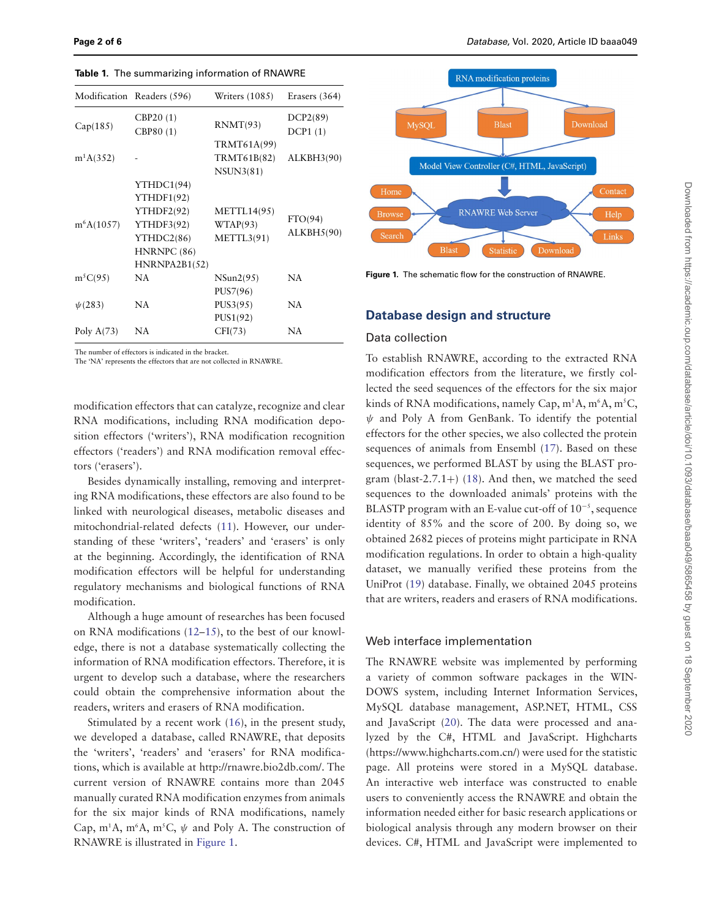**Table 1.** The summarizing information of RNAWRE

| Modification | Readers (596) | Writers (1085) | Erasers (364) |
|---|---|---|---|
| Cap(185) | CBP20 (1)<br>CBP80 (1) | RNMT(93) | DCP2(89)<br>DCP1 (1) |
| $m^1A$(352) | - | TRMT61A(99)<br>TRMT61B(82)<br>NSUN3(81) | ALKBH3(90) |
| $m^6A$(1057) | YTHDC1(94)<br>YTHDF1(92)<br>YTHDF2(92)<br>YTHDF3(92)<br>YTHDC2(86)<br>HNRNPC (86)<br>HNRNPA2B1(52) | METTL14(95)<br>WTAP(93)<br>METTL3(91) | FTO(94)<br>ALKBH5(90) |
| $m^5C$(95) | NA | NSun2(95) | NA |
| $\psi$(283) | NA | PUS7(96)<br>PUS3(95)<br>PUS1(92) | NA |
| Poly A(73) | NA | CFI(73) | NA |

The number of effectors is indicated in the bracket.
The 'NA' represents the effectors that are not collected in RNAWRE.

modification effectors that can catalyze, recognize and clear RNA modifications, including RNA modification deposition effectors ('writers'), RNA modification recognition effectors ('readers') and RNA modification removal effectors ('erasers').

Besides dynamically installing, removing and interpreting RNA modifications, these effectors are also found to be linked with neurological diseases, metabolic diseases and mitochondrial-related defects (11). However, our understanding of these 'writers', 'readers' and 'erasers' is only at the beginning. Accordingly, the identification of RNA modification effectors will be helpful for understanding regulatory mechanisms and biological functions of RNA modification.

Although a huge amount of researches has been focused on RNA modifications (12–15), to the best of our knowledge, there is not a database systematically collecting the information of RNA modification effectors. Therefore, it is urgent to develop such a database, where the researchers could obtain the comprehensive information about the readers, writers and erasers of RNA modification.

Stimulated by a recent work (16), in the present study, we developed a database, called RNAWRE, that deposits the 'writers', 'readers' and 'erasers' for RNA modifications, which is available at http://rnawre.bio2db.com/. The current version of RNAWRE contains more than 2045 manually curated RNA modification enzymes from animals for the six major kinds of RNA modifications, namely Cap, $m^1A$, $m^6A$, $m^5C$, $\psi$ and Poly A. The construction of RNAWRE is illustrated in Figure 1.

**Figure 1.** The schematic flow for the construction of RNAWRE.

## Database design and structure

### Data collection

To establish RNAWRE, according to the extracted RNA modification effectors from the literature, we firstly collected the seed sequences of the effectors for the six major kinds of RNA modifications, namely Cap, $m^1A$, $m^6A$, $m^5C$, $\psi$ and Poly A from GenBank. To identify the potential effectors for the other species, we also collected the protein sequences of animals from Ensembl (17). Based on these sequences, we performed BLAST by using the BLAST program (blast-2.7.1+) (18). And then, we matched the seed sequences to the downloaded animals' proteins with the BLASTP program with an E-value cut-off of $10^{-5}$, sequence identity of 85% and the score of 200. By doing so, we obtained 2682 pieces of proteins might participate in RNA modification regulations. In order to obtain a high-quality dataset, we manually verified these proteins from the UniProt (19) database. Finally, we obtained 2045 proteins that are writers, readers and erasers of RNA modifications.

### Web interface implementation

The RNAWRE website was implemented by performing a variety of common software packages in the WINDOWS system, including Internet Information Services, MySQL database management, ASP.NET, HTML, CSS and JavaScript (20). The data were processed and analyzed by the C#, HTML and JavaScript. Highcharts (https://www.highcharts.com.cn/) were used for the statistic page. All proteins were stored in a MySQL database. An interactive web interface was constructed to enable users to conveniently access the RNAWRE and obtain the information needed either for basic research applications or biological analysis through any modern browser on their devices. C#, HTML and JavaScript were implemented to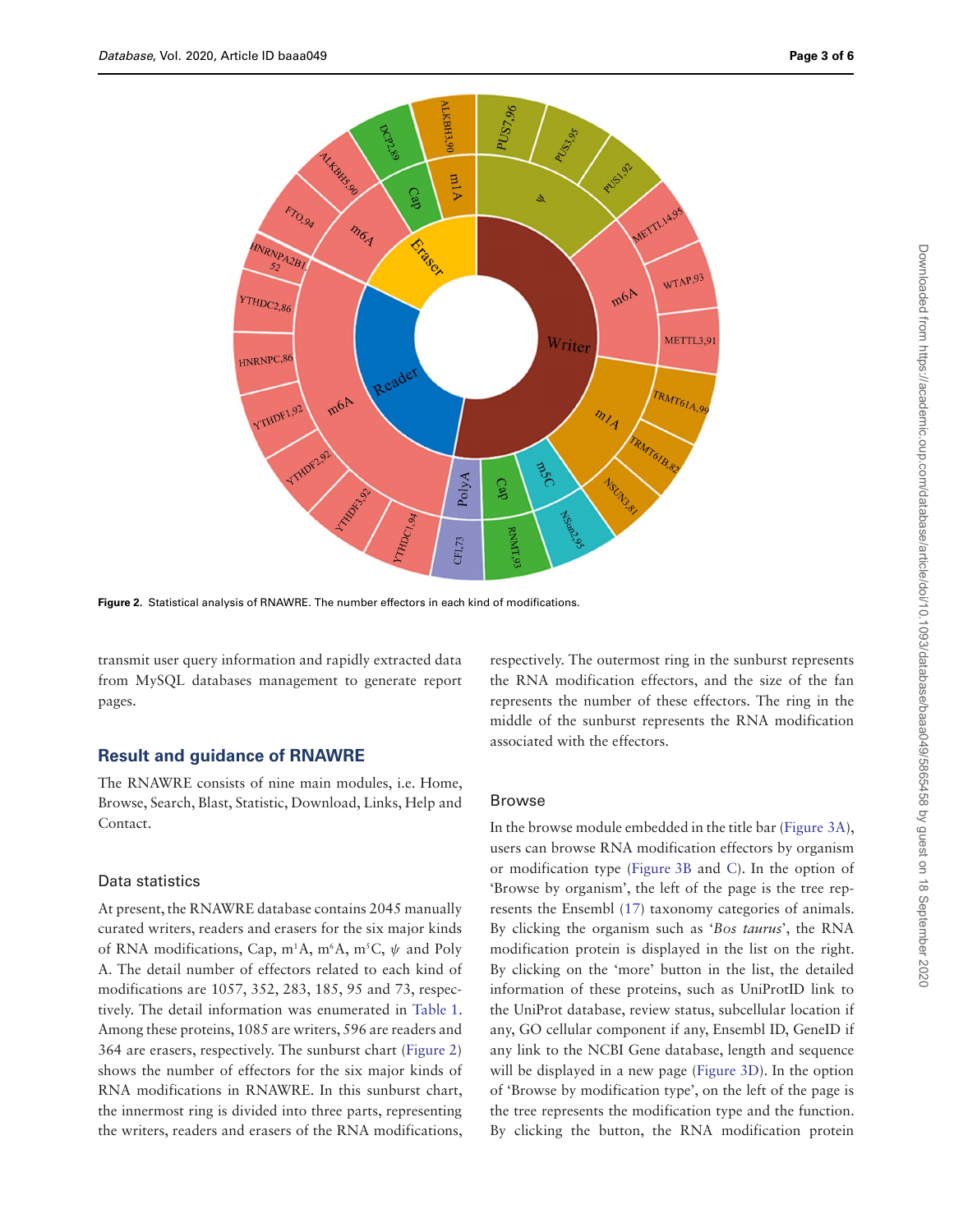Figure 2. Statistical analysis of RNAWRE. The number effectors in each kind of modifications.

transmit user query information and rapidly extracted data from MySQL databases management to generate report pages.

## Result and guidance of RNAWRE

The RNAWRE consists of nine main modules, i.e. Home, Browse, Search, Blast, Statistic, Download, Links, Help and Contact.

### Data statistics

At present, the RNAWRE database contains 2045 manually curated writers, readers and erasers for the six major kinds of RNA modifications, Cap, $m^1A$, $m^6A$, $m^5C$, $\psi$ and Poly A. The detail number of effectors related to each kind of modifications are 1057, 352, 283, 185, 95 and 73, respectively. The detail information was enumerated in Table 1. Among these proteins, 1085 are writers, 596 are readers and 364 are erasers, respectively. The sunburst chart (Figure 2) shows the number of effectors for the six major kinds of RNA modifications in RNAWRE. In this sunburst chart, the innermost ring is divided into three parts, representing the writers, readers and erasers of the RNA modifications, respectively. The outermost ring in the sunburst represents the RNA modification effectors, and the size of the fan represents the number of these effectors. The ring in the middle of the sunburst represents the RNA modification associated with the effectors.

### Browse

In the browse module embedded in the title bar (Figure 3A), users can browse RNA modification effectors by organism or modification type (Figure 3B and C). In the option of 'Browse by organism', the left of the page is the tree represents the Ensembl (17) taxonomy categories of animals. By clicking the organism such as '*Bos taurus*', the RNA modification protein is displayed in the list on the right. By clicking on the 'more' button in the list, the detailed information of these proteins, such as UniProtID link to the UniProt database, review status, subcellular location if any, GO cellular component if any, Ensembl ID, GeneID if any link to the NCBI Gene database, length and sequence will be displayed in a new page (Figure 3D). In the option of 'Browse by modification type', on the left of the page is the tree represents the modification type and the function. By clicking the button, the RNA modification protein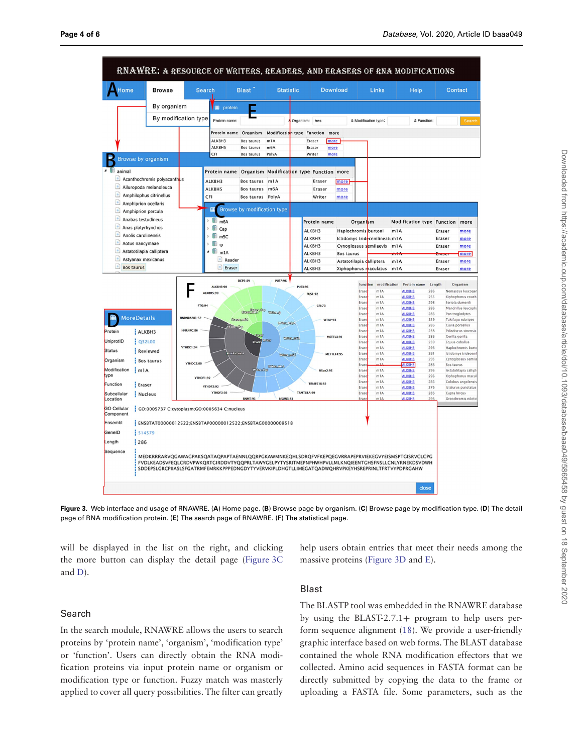**Figure 3.** Web interface and usage of RNAWRE. (**A**) Home page. (**B**) Browse page by organism. (**C**) Browse page by modification type. (**D**) The detail page of RNA modification protein. (**E**) The search page of RNAWRE. (**F**) The statistical page.

will be displayed in the list on the right, and clicking the more button can display the detail page (Figure 3C and D).

## Search

In the search module, RNAWRE allows the users to search proteins by 'protein name', 'organism', 'modification type' or 'function'. Users can directly obtain the RNA modification proteins via input protein name or organism or modification type or function. Fuzzy match was masterly applied to cover all query possibilities. The filter can greatly help users obtain entries that meet their needs among the massive proteins (Figure 3D and E).

## Blast

The BLASTP tool was embedded in the RNAWRE database by using the BLAST-2.7.1+ program to help users perform sequence alignment (18). We provide a user-friendly graphic interface based on web forms. The BLAST database contained the whole RNA modification effectors that we collected. Amino acid sequences in FASTA format can be directly submitted by copying the data to the frame or uploading a FASTA file. Some parameters, such as the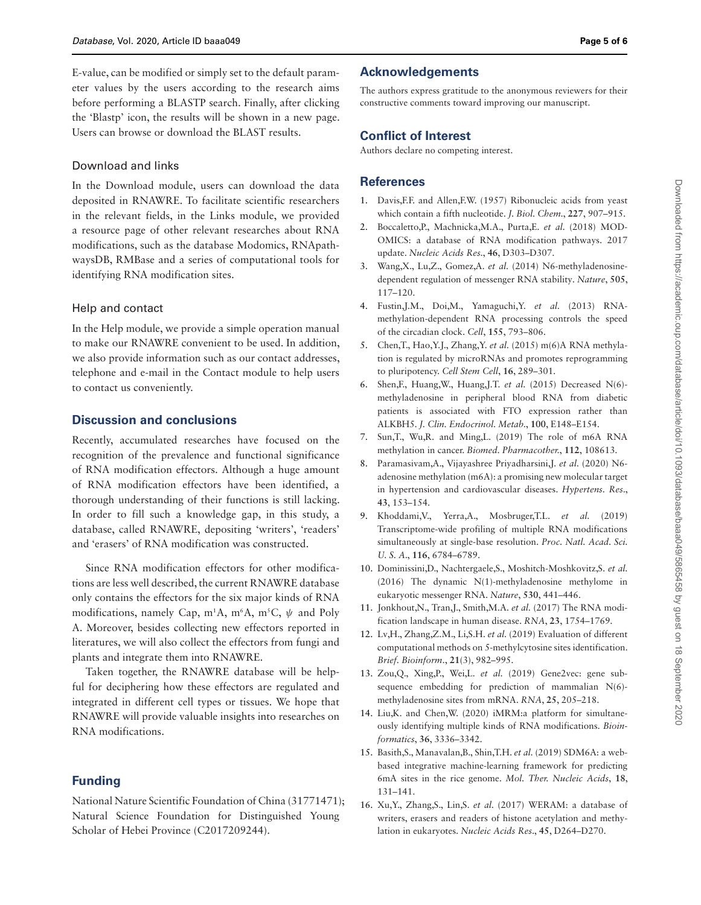E-value, can be modified or simply set to the default parameter values by the users according to the research aims before performing a BLASTP search. Finally, after clicking the 'Blastp' icon, the results will be shown in a new page. Users can browse or download the BLAST results.

### Download and links

In the Download module, users can download the data deposited in RNAWRE. To facilitate scientific researchers in the relevant fields, in the Links module, we provided a resource page of other relevant researches about RNA modifications, such as the database Modomics, RNApathwaysDB, RMBase and a series of computational tools for identifying RNA modification sites.

### Help and contact

In the Help module, we provide a simple operation manual to make our RNAWRE convenient to be used. In addition, we also provide information such as our contact addresses, telephone and e-mail in the Contact module to help users to contact us conveniently.

## Discussion and conclusions

Recently, accumulated researches have focused on the recognition of the prevalence and functional significance of RNA modification effectors. Although a huge amount of RNA modification effectors have been identified, a thorough understanding of their functions is still lacking. In order to fill such a knowledge gap, in this study, a database, called RNAWRE, depositing 'writers', 'readers' and 'erasers' of RNA modification was constructed.

Since RNA modification effectors for other modifications are less well described, the current RNAWRE database only contains the effectors for the six major kinds of RNA modifications, namely Cap, $m^1A$, $m^6A$, $m^5C$, $\psi$ and Poly A. Moreover, besides collecting new effectors reported in literatures, we will also collect the effectors from fungi and plants and integrate them into RNAWRE.

Taken together, the RNAWRE database will be helpful for deciphering how these effectors are regulated and integrated in different cell types or tissues. We hope that RNAWRE will provide valuable insights into researches on RNA modifications.

## Funding

National Nature Scientific Foundation of China (31771471); Natural Science Foundation for Distinguished Young Scholar of Hebei Province (C2017209244).

## Acknowledgements

The authors express gratitude to the anonymous reviewers for their constructive comments toward improving our manuscript.

## Conflict of Interest

Authors declare no competing interest.

## References

1. Davis,F.F. and Allen,F.W. (1957) Ribonucleic acids from yeast which contain a fifth nucleotide. *J. Biol. Chem.*, **227**, 907–915.
2. Boccaletto,P., Machnicka,M.A., Purta,E. *et al.* (2018) MODOMICS: a database of RNA modification pathways. 2017 update. *Nucleic Acids Res.*, **46**, D303–D307.
3. Wang,X., Lu,Z., Gomez,A. *et al.* (2014) N6-methyladenosine-dependent regulation of messenger RNA stability. *Nature*, **505**, 117–120.
4. Fustin,J.M., Doi,M., Yamaguchi,Y. *et al.* (2013) RNA-methylation-dependent RNA processing controls the speed of the circadian clock. *Cell*, **155**, 793–806.
5. Chen,T., Hao,Y.J., Zhang,Y. *et al.* (2015) m(6)A RNA methylation is regulated by microRNAs and promotes reprogramming to pluripotency. *Cell Stem Cell*, **16**, 289–301.
6. Shen,F., Huang,W., Huang,J.T. *et al.* (2015) Decreased N(6)-methyladenosine in peripheral blood RNA from diabetic patients is associated with FTO expression rather than ALKBH5. *J. Clin. Endocrinol. Metab.*, **100**, E148–E154.
7. Sun,T., Wu,R. and Ming,L. (2019) The role of m6A RNA methylation in cancer. *Biomed. Pharmacother.*, **112**, 108613.
8. Paramasivam,A., Vijayashree Priyadharsini,J. *et al.* (2020) N6-adenosine methylation (m6A): a promising new molecular target in hypertension and cardiovascular diseases. *Hypertens. Res.*, **43**, 153–154.
9. Khoddami,V., Yerra,A., Mosbruger,T.L. *et al.* (2019) Transcriptome-wide profiling of multiple RNA modifications simultaneously at single-base resolution. *Proc. Natl. Acad. Sci. U. S. A.*, **116**, 6784–6789.
10. Dominissini,D., Nachtergaele,S., Moshitch-Moshkovitz,S. *et al.* (2016) The dynamic N(1)-methyladenosine methylome in eukaryotic messenger RNA. *Nature*, **530**, 441–446.
11. Jonkhout,N., Tran,J., Smith,M.A. *et al.* (2017) The RNA modification landscape in human disease. *RNA*, **23**, 1754–1769.
12. Lv,H., Zhang,Z.M., Li,S.H. *et al.* (2019) Evaluation of different computational methods on 5-methylcytosine sites identification. *Brief. Bioinform.*, **21**(3), 982–995.
13. Zou,Q., Xing,P., Wei,L. *et al.* (2019) Gene2vec: gene subsequence embedding for prediction of mammalian N(6)-methyladenosine sites from mRNA. *RNA*, **25**, 205–218.
14. Liu,K. and Chen,W. (2020) iMRM:a platform for simultaneously identifying multiple kinds of RNA modifications. *Bioinformatics*, **36**, 3336–3342.
15. Basith,S., Manavalan,B., Shin,T.H. *et al.* (2019) SDM6A: a web-based integrative machine-learning framework for predicting 6mA sites in the rice genome. *Mol. Ther. Nucleic Acids*, **18**, 131–141.
16. Xu,Y., Zhang,S., Lin,S. *et al.* (2017) WERAM: a database of writers, erasers and readers of histone acetylation and methylation in eukaryotes. *Nucleic Acids Res.*, **45**, D264–D270.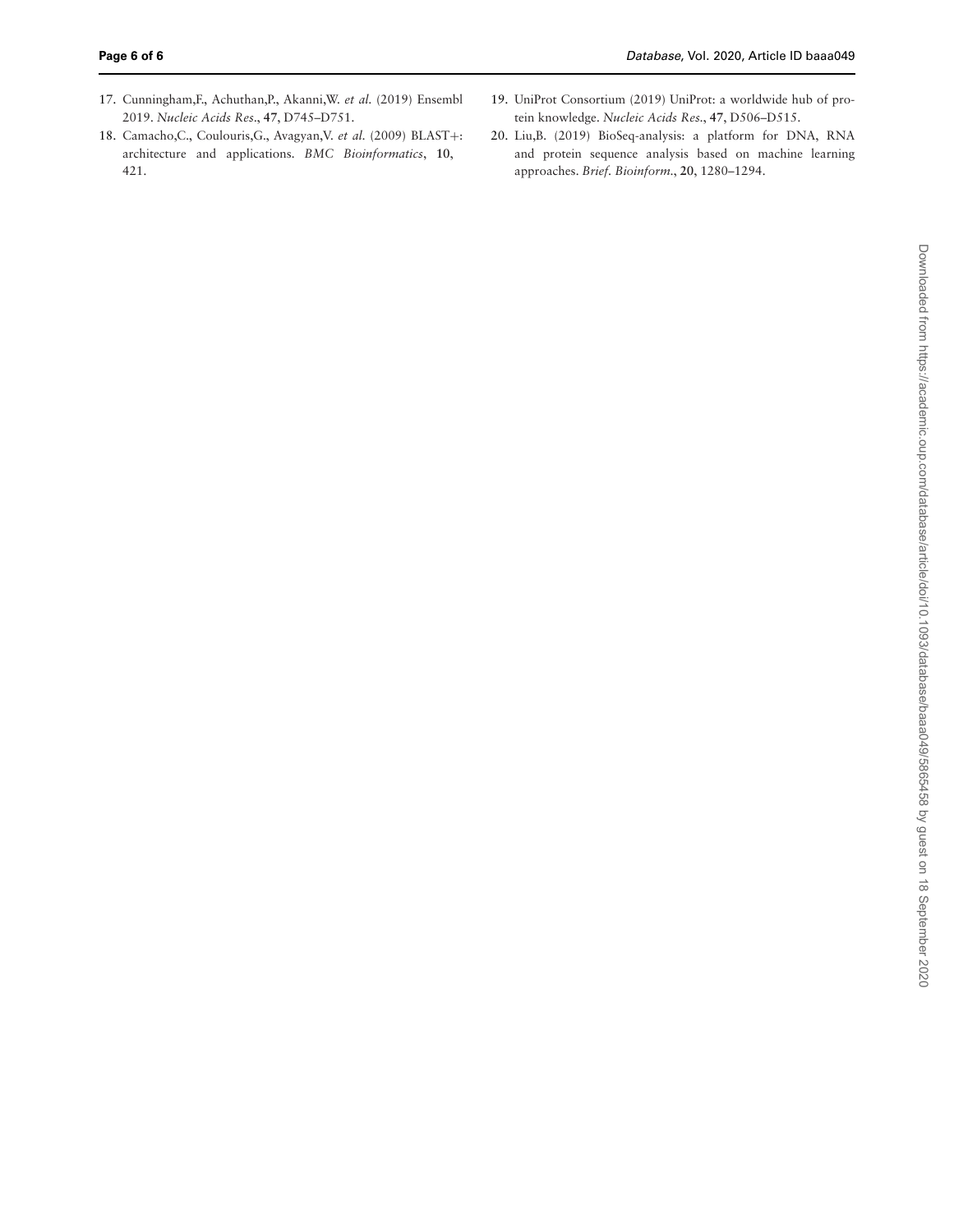17. Cunningham,F., Achuthan,P., Akanni,W. *et al.* (2019) Ensembl 2019. *Nucleic Acids Res.*, **47**, D745–D751.
18. Camacho,C., Coulouris,G., Avagyan,V. *et al.* (2009) BLAST+: architecture and applications. *BMC Bioinformatics*, **10**, 421.
19. UniProt Consortium (2019) UniProt: a worldwide hub of protein knowledge. *Nucleic Acids Res.*, **47**, D506–D515.
20. Liu,B. (2019) BioSeq-analysis: a platform for DNA, RNA and protein sequence analysis based on machine learning approaches. *Brief. Bioinform.*, **20**, 1280–1294.